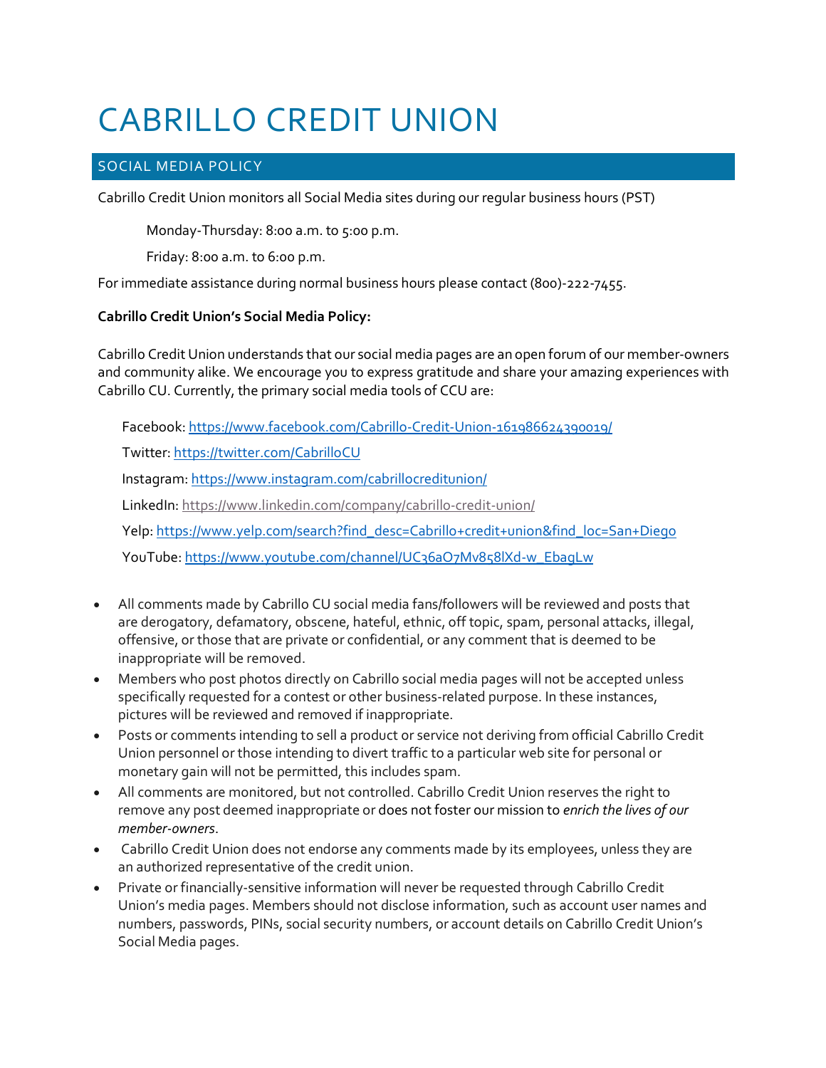# CABRILLO CREDIT UNION

## SOCIAL MEDIA POLICY

Cabrillo Credit Union monitors all Social Media sites during our regular business hours (PST)

Monday-Thursday: 8:00 a.m. to 5:00 p.m.

Friday: 8:00 a.m. to 6:00 p.m.

For immediate assistance during normal business hours please contact (800)-222-7455.

**Cabrillo Credit Union's Social Media Policy:**

Cabrillo Credit Union understands that our social media pages are an open forum of our member-owners and community alike. We encourage you to express gratitude and share your amazing experiences with Cabrillo CU. Currently, the primary social media tools of CCU are:

Facebook: https://www.facebook.com/Cabrillo-Credit-Union-161986624390019/

Twitter: https://twitter.com/CabrilloCU

Instagram: https://www.instagram.com/cabrillocreditunion/

LinkedIn: https://www.linkedin.com/company/cabrillo-credit-union/

Yelp: https://www.yelp.com/search?find_desc=Cabrillo+credit+union&find_loc=San+Diego

YouTube: https://www.youtube.com/channel/UC36aO7Mv858lXd-w_EbagLw

- All comments made by Cabrillo CU social media fans/followers will be reviewed and posts that are derogatory, defamatory, obscene, hateful, ethnic, off topic, spam, personal attacks, illegal, offensive, or those that are private or confidential, or any comment that is deemed to be inappropriate will be removed.
- Members who post photos directly on Cabrillo social media pages will not be accepted unless specifically requested for a contest or other business-related purpose. In these instances, pictures will be reviewed and removed if inappropriate.
- Posts or comments intending to sell a product or service not deriving from official Cabrillo Credit Union personnel or those intending to divert traffic to a particular web site for personal or monetary gain will not be permitted, this includes spam.
- All comments are monitored, but not controlled. Cabrillo Credit Union reserves the right to remove any post deemed inappropriate or does not foster our mission to *enrich the lives of our member-owners*.
- Cabrillo Credit Union does not endorse any comments made by its employees, unless they are an authorized representative of the credit union.
- Private or financially-sensitive information will never be requested through Cabrillo Credit Union's media pages. Members should not disclose information, such as account user names and numbers, passwords, PINs, social security numbers, or account details on Cabrillo Credit Union's Social Media pages.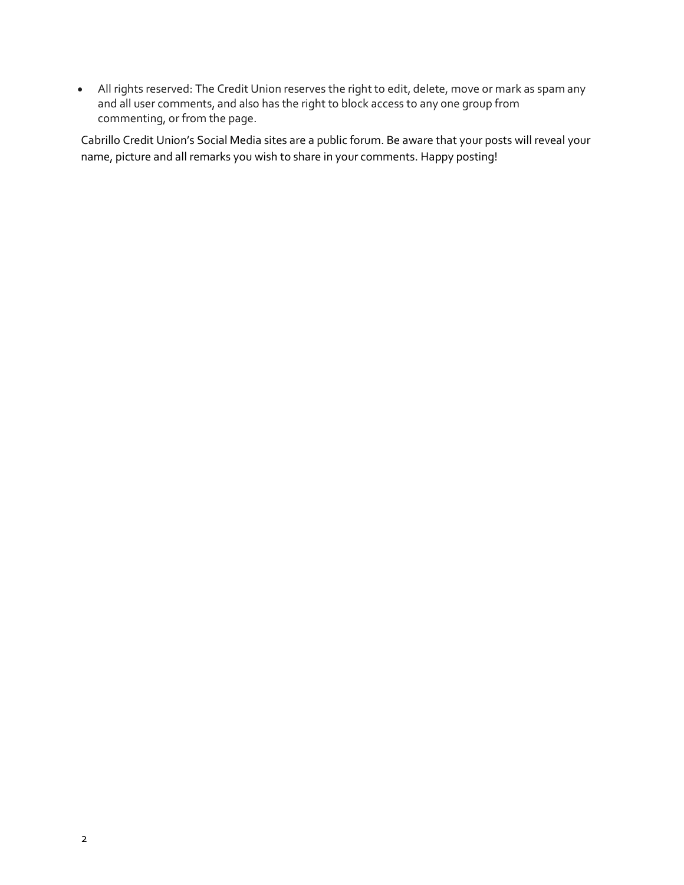- All rights reserved: The Credit Union reserves the right to edit, delete, move or mark as spam any and all user comments, and also has the right to block access to any one group from commenting, or from the page.

Cabrillo Credit Union's Social Media sites are a public forum. Be aware that your posts will reveal your name, picture and all remarks you wish to share in your comments. Happy posting!